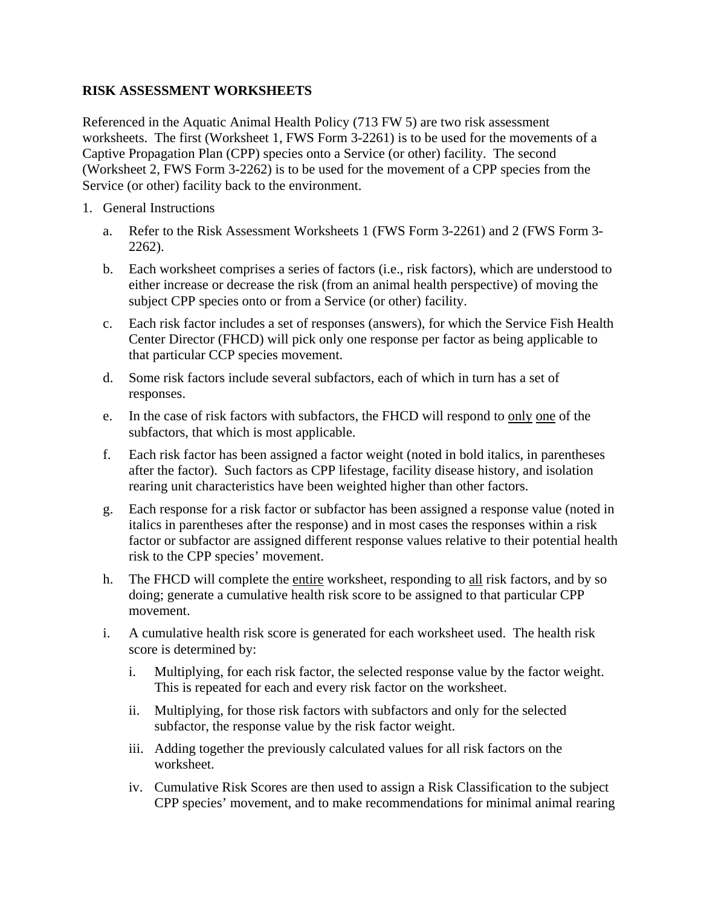**RISK ASSESSMENT WORKSHEETS**

Referenced in the Aquatic Animal Health Policy (713 FW 5) are two risk assessment worksheets. The first (Worksheet 1, FWS Form 3-2261) is to be used for the movements of a Captive Propagation Plan (CPP) species onto a Service (or other) facility. The second (Worksheet 2, FWS Form 3-2262) is to be used for the movement of a CPP species from the Service (or other) facility back to the environment.

1. General Instructions

   a. Refer to the Risk Assessment Worksheets 1 (FWS Form 3-2261) and 2 (FWS Form 3-2262).

   b. Each worksheet comprises a series of factors (i.e., risk factors), which are understood to either increase or decrease the risk (from an animal health perspective) of moving the subject CPP species onto or from a Service (or other) facility.

   c. Each risk factor includes a set of responses (answers), for which the Service Fish Health Center Director (FHCD) will pick only one response per factor as being applicable to that particular CCP species movement.

   d. Some risk factors include several subfactors, each of which in turn has a set of responses.

   e. In the case of risk factors with subfactors, the FHCD will respond to <u>only</u> <u>one</u> of the subfactors, that which is most applicable.

   f. Each risk factor has been assigned a factor weight (noted in bold italics, in parentheses after the factor). Such factors as CPP lifestage, facility disease history, and isolation rearing unit characteristics have been weighted higher than other factors.

   g. Each response for a risk factor or subfactor has been assigned a response value (noted in italics in parentheses after the response) and in most cases the responses within a risk factor or subfactor are assigned different response values relative to their potential health risk to the CPP species' movement.

   h. The FHCD will complete the <u>entire</u> worksheet, responding to <u>all</u> risk factors, and by so doing; generate a cumulative health risk score to be assigned to that particular CPP movement.

   i. A cumulative health risk score is generated for each worksheet used. The health risk score is determined by:

      i. Multiplying, for each risk factor, the selected response value by the factor weight. This is repeated for each and every risk factor on the worksheet.

      ii. Multiplying, for those risk factors with subfactors and only for the selected subfactor, the response value by the risk factor weight.

      iii. Adding together the previously calculated values for all risk factors on the worksheet.

      iv. Cumulative Risk Scores are then used to assign a Risk Classification to the subject CPP species' movement, and to make recommendations for minimal animal rearing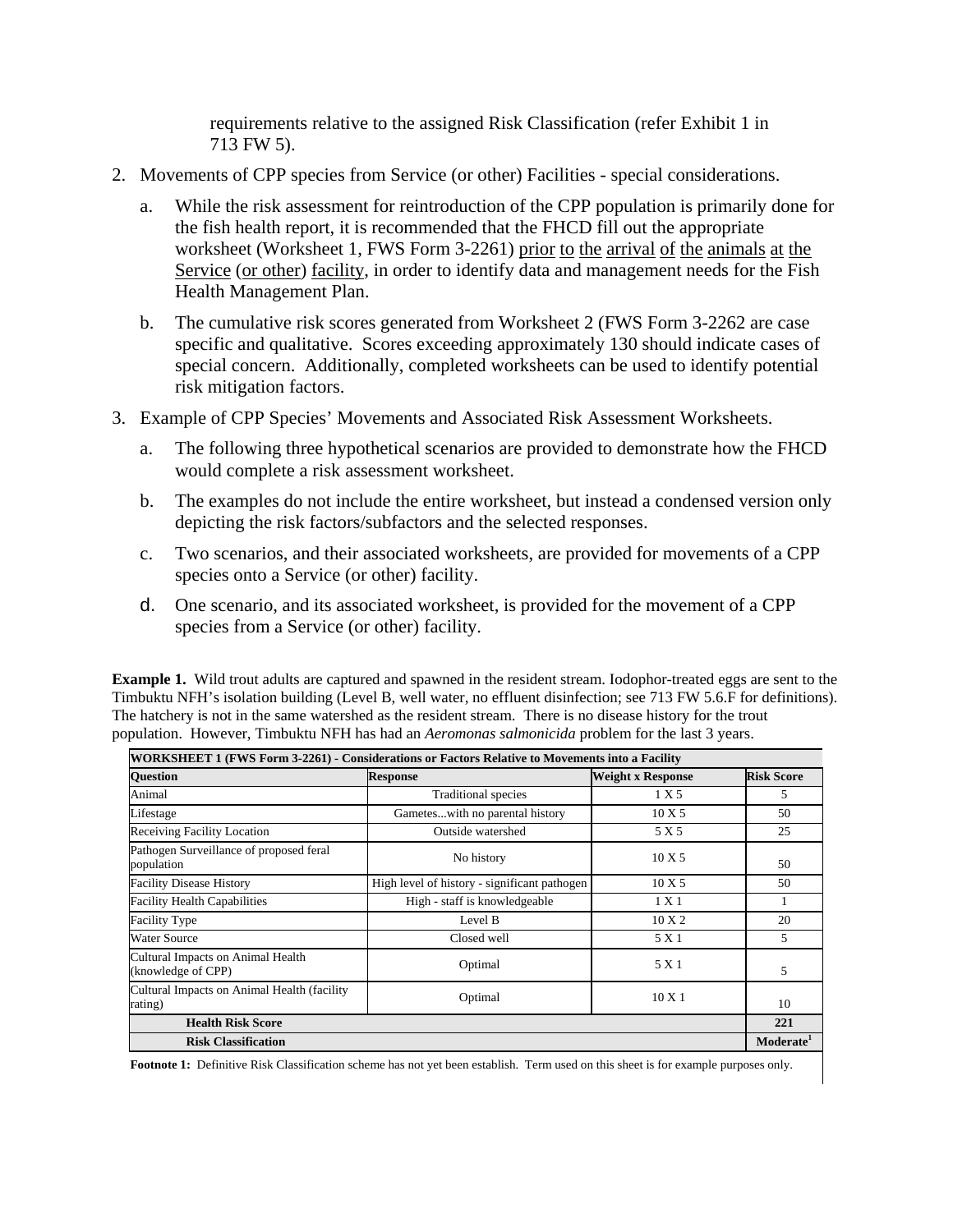requirements relative to the assigned Risk Classification (refer Exhibit 1 in 713 FW 5).

2. Movements of CPP species from Service (or other) Facilities - special considerations.

   a. While the risk assessment for reintroduction of the CPP population is primarily done for the fish health report, it is recommended that the FHCD fill out the appropriate worksheet (Worksheet 1, FWS Form 3-2261) <u>prior to the arrival of the animals at the Service (or other) facility</u>, in order to identify data and management needs for the Fish Health Management Plan.

   b. The cumulative risk scores generated from Worksheet 2 (FWS Form 3-2262 are case specific and qualitative. Scores exceeding approximately 130 should indicate cases of special concern. Additionally, completed worksheets can be used to identify potential risk mitigation factors.

3. Example of CPP Species' Movements and Associated Risk Assessment Worksheets.

   a. The following three hypothetical scenarios are provided to demonstrate how the FHCD would complete a risk assessment worksheet.

   b. The examples do not include the entire worksheet, but instead a condensed version only depicting the risk factors/subfactors and the selected responses.

   c. Two scenarios, and their associated worksheets, are provided for movements of a CPP species onto a Service (or other) facility.

   d. One scenario, and its associated worksheet, is provided for the movement of a CPP species from a Service (or other) facility.

**Example 1.** Wild trout adults are captured and spawned in the resident stream. Iodophor-treated eggs are sent to the Timbuktu NFH's isolation building (Level B, well water, no effluent disinfection; see 713 FW 5.6.F for definitions). The hatchery is not in the same watershed as the resident stream. There is no disease history for the trout population. However, Timbuktu NFH has had an *Aeromonas salmonicida* problem for the last 3 years.

| **WORKSHEET 1 (FWS Form 3-2261) - Considerations or Factors Relative to Movements into a Facility** | | | |
|---|---|---|---|
| **Question** | **Response** | **Weight x Response** | **Risk Score** |
| Animal | Traditional species | 1 X 5 | 5 |
| Lifestage | Gametes...with no parental history | 10 X 5 | 50 |
| Receiving Facility Location | Outside watershed | 5 X 5 | 25 |
| Pathogen Surveillance of proposed feral population | No history | 10 X 5 | 50 |
| Facility Disease History | High level of history - significant pathogen | 10 X 5 | 50 |
| Facility Health Capabilities | High - staff is knowledgeable | 1 X 1 | 1 |
| Facility Type | Level B | 10 X 2 | 20 |
| Water Source | Closed well | 5 X 1 | 5 |
| Cultural Impacts on Animal Health (knowledge of CPP) | Optimal | 5 X 1 | 5 |
| Cultural Impacts on Animal Health (facility rating) | Optimal | 10 X 1 | 10 |
| **Health Risk Score** | | | **221** |
| **Risk Classification** | | | **Moderate[1]** |

**Footnote 1:** Definitive Risk Classification scheme has not yet been establish. Term used on this sheet is for example purposes only.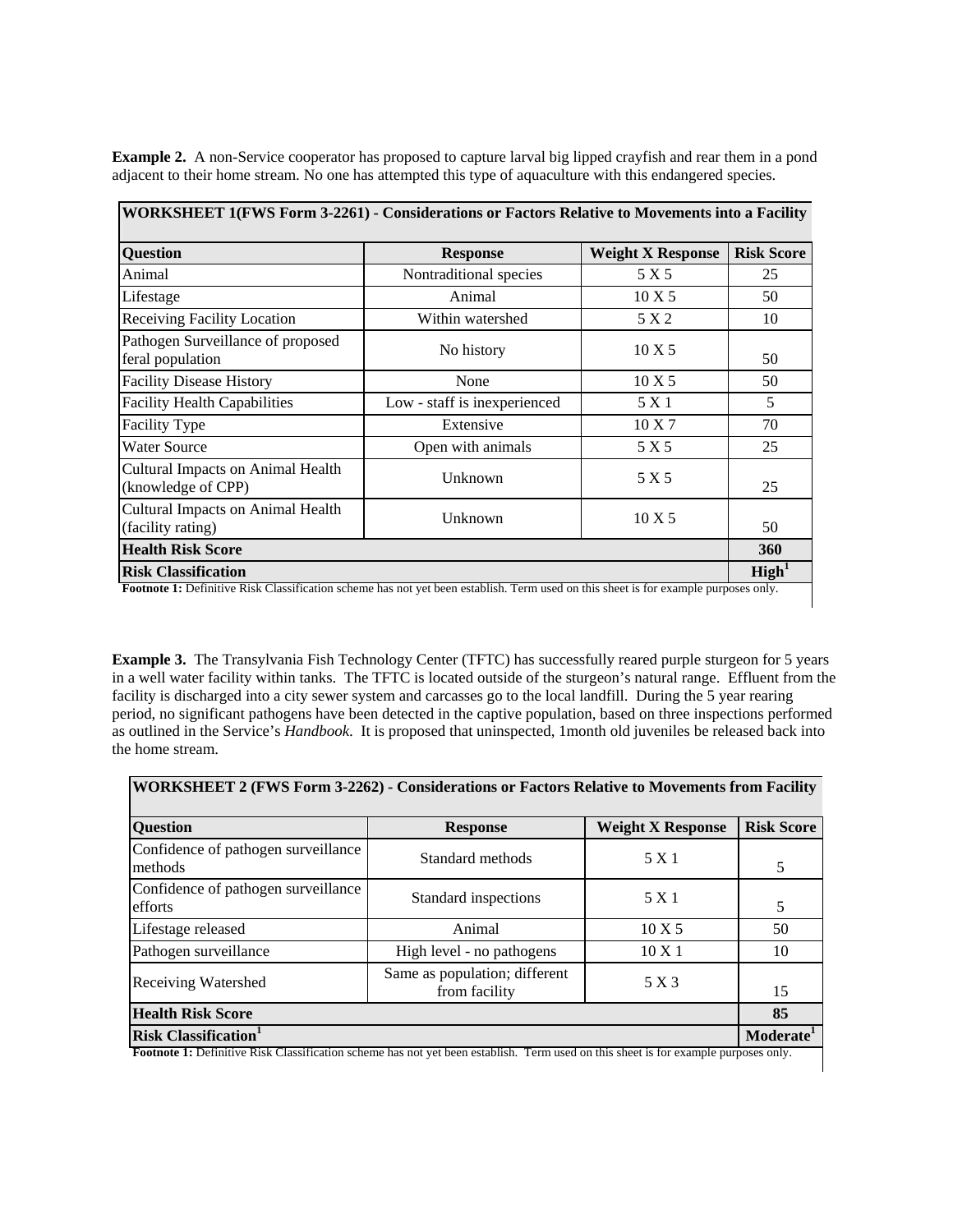**Example 2.** A non-Service cooperator has proposed to capture larval big lipped crayfish and rear them in a pond adjacent to their home stream. No one has attempted this type of aquaculture with this endangered species.

| **WORKSHEET 1(FWS Form 3-2261) - Considerations or Factors Relative to Movements into a Facility** | | | |
|---|---|---|---|
| **Question** | **Response** | **Weight X Response** | **Risk Score** |
| Animal | Nontraditional species | 5 X 5 | 25 |
| Lifestage | Animal | 10 X 5 | 50 |
| Receiving Facility Location | Within watershed | 5 X 2 | 10 |
| Pathogen Surveillance of proposed feral population | No history | 10 X 5 | 50 |
| Facility Disease History | None | 10 X 5 | 50 |
| Facility Health Capabilities | Low - staff is inexperienced | 5 X 1 | 5 |
| Facility Type | Extensive | 10 X 7 | 70 |
| Water Source | Open with animals | 5 X 5 | 25 |
| Cultural Impacts on Animal Health (knowledge of CPP) | Unknown | 5 X 5 | 25 |
| Cultural Impacts on Animal Health (facility rating) | Unknown | 10 X 5 | 50 |
| **Health Risk Score** | | | **360** |
| **Risk Classification** | | | **High[1]** |

**Footnote 1:** Definitive Risk Classification scheme has not yet been establish. Term used on this sheet is for example purposes only.

**Example 3.** The Transylvania Fish Technology Center (TFTC) has successfully reared purple sturgeon for 5 years in a well water facility within tanks. The TFTC is located outside of the sturgeon's natural range. Effluent from the facility is discharged into a city sewer system and carcasses go to the local landfill. During the 5 year rearing period, no significant pathogens have been detected in the captive population, based on three inspections performed as outlined in the Service's *Handbook*. It is proposed that uninspected, 1month old juveniles be released back into the home stream.

| **WORKSHEET 2 (FWS Form 3-2262) - Considerations or Factors Relative to Movements from Facility** | | | |
|---|---|---|---|
| **Question** | **Response** | **Weight X Response** | **Risk Score** |
| Confidence of pathogen surveillance methods | Standard methods | 5 X 1 | 5 |
| Confidence of pathogen surveillance efforts | Standard inspections | 5 X 1 | 5 |
| Lifestage released | Animal | 10 X 5 | 50 |
| Pathogen surveillance | High level - no pathogens | 10 X 1 | 10 |
| Receiving Watershed | Same as population; different from facility | 5 X 3 | 15 |
| **Health Risk Score** | | | **85** |
| **Risk Classification[1]** | | | **Moderate[1]** |

**Footnote 1:** Definitive Risk Classification scheme has not yet been establish. Term used on this sheet is for example purposes only.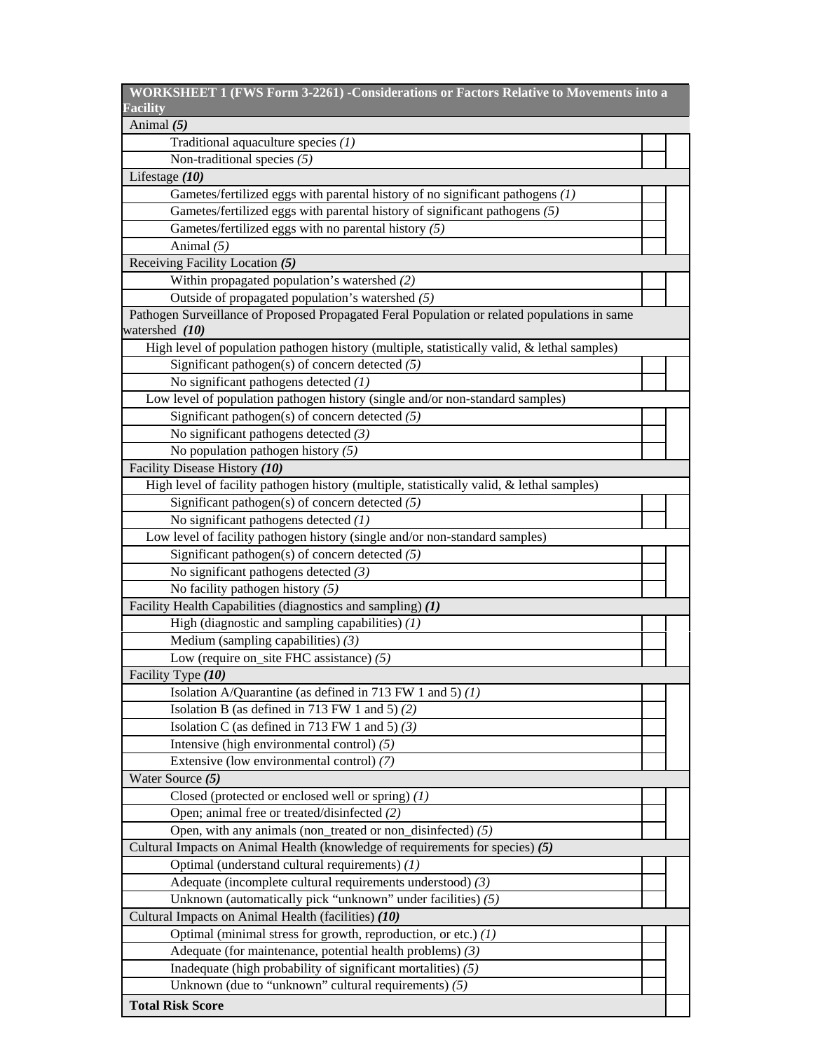| WORKSHEET 1 (FWS Form 3-2261) -Considerations or Factors Relative to Movements into a Facility | | |
|---|---|---|
| Animal ***(5)*** | | |
| Traditional aquaculture species *(1)* | | |
| Non-traditional species *(5)* | | |
| Lifestage ***(10)*** | | |
| Gametes/fertilized eggs with parental history of no significant pathogens *(1)* | | |
| Gametes/fertilized eggs with parental history of significant pathogens *(5)* | | |
| Gametes/fertilized eggs with no parental history *(5)* | | |
| Animal *(5)* | | |
| Receiving Facility Location ***(5)*** | | |
| Within propagated population's watershed *(2)* | | |
| Outside of propagated population's watershed *(5)* | | |
| Pathogen Surveillance of Proposed Propagated Feral Population or related populations in same watershed ***(10)*** | | |
| High level of population pathogen history (multiple, statistically valid, & lethal samples) | | |
| Significant pathogen(s) of concern detected *(5)* | | |
| No significant pathogens detected *(1)* | | |
| Low level of population pathogen history (single and/or non-standard samples) | | |
| Significant pathogen(s) of concern detected *(5)* | | |
| No significant pathogens detected *(3)* | | |
| No population pathogen history *(5)* | | |
| Facility Disease History ***(10)*** | | |
| High level of facility pathogen history (multiple, statistically valid, & lethal samples) | | |
| Significant pathogen(s) of concern detected *(5)* | | |
| No significant pathogens detected *(1)* | | |
| Low level of facility pathogen history (single and/or non-standard samples) | | |
| Significant pathogen(s) of concern detected *(5)* | | |
| No significant pathogens detected *(3)* | | |
| No facility pathogen history *(5)* | | |
| Facility Health Capabilities (diagnostics and sampling) ***(1)*** | | |
| High (diagnostic and sampling capabilities) *(1)* | | |
| Medium (sampling capabilities) *(3)* | | |
| Low (require on_site FHC assistance) *(5)* | | |
| Facility Type ***(10)*** | | |
| Isolation A/Quarantine (as defined in 713 FW 1 and 5) *(1)* | | |
| Isolation B (as defined in 713 FW 1 and 5) *(2)* | | |
| Isolation C (as defined in 713 FW 1 and 5) *(3)* | | |
| Intensive (high environmental control) *(5)* | | |
| Extensive (low environmental control) *(7)* | | |
| Water Source ***(5)*** | | |
| Closed (protected or enclosed well or spring) *(1)* | | |
| Open; animal free or treated/disinfected *(2)* | | |
| Open, with any animals (non_treated or non_disinfected) *(5)* | | |
| Cultural Impacts on Animal Health (knowledge of requirements for species) ***(5)*** | | |
| Optimal (understand cultural requirements) *(1)* | | |
| Adequate (incomplete cultural requirements understood) *(3)* | | |
| Unknown (automatically pick "unknown" under facilities) *(5)* | | |
| Cultural Impacts on Animal Health (facilities) ***(10)*** | | |
| Optimal (minimal stress for growth, reproduction, or etc.) *(1)* | | |
| Adequate (for maintenance, potential health problems) *(3)* | | |
| Inadequate (high probability of significant mortalities) *(5)* | | |
| Unknown (due to "unknown" cultural requirements) *(5)* | | |
| **Total Risk Score** | | |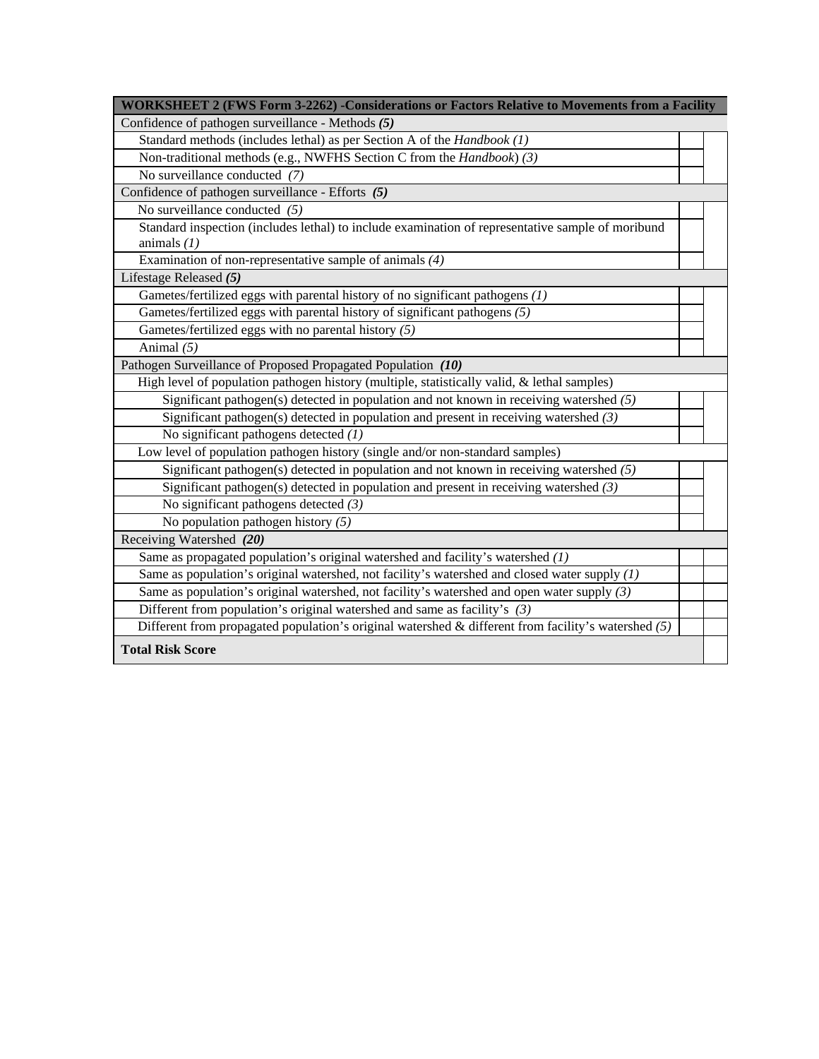| WORKSHEET 2 (FWS Form 3-2262) -Considerations or Factors Relative to Movements from a Facility | | |
|---|---|---|
| Confidence of pathogen surveillance - Methods ***(5)*** | | |
| Standard methods (includes lethal) as per Section A of the *Handbook (1)* | | |
| Non-traditional methods (e.g., NWFHS Section C from the *Handbook*) *(3)* | | |
| No surveillance conducted *(7)* | | |
| Confidence of pathogen surveillance - Efforts ***(5)*** | | |
| No surveillance conducted *(5)* | | |
| Standard inspection (includes lethal) to include examination of representative sample of moribund animals *(1)* | | |
| Examination of non-representative sample of animals *(4)* | | |
| Lifestage Released ***(5)*** | | |
| Gametes/fertilized eggs with parental history of no significant pathogens *(1)* | | |
| Gametes/fertilized eggs with parental history of significant pathogens *(5)* | | |
| Gametes/fertilized eggs with no parental history *(5)* | | |
| Animal *(5)* | | |
| Pathogen Surveillance of Proposed Propagated Population ***(10)*** | | |
| High level of population pathogen history (multiple, statistically valid, & lethal samples) | | |
| Significant pathogen(s) detected in population and not known in receiving watershed *(5)* | | |
| Significant pathogen(s) detected in population and present in receiving watershed *(3)* | | |
| No significant pathogens detected *(1)* | | |
| Low level of population pathogen history (single and/or non-standard samples) | | |
| Significant pathogen(s) detected in population and not known in receiving watershed *(5)* | | |
| Significant pathogen(s) detected in population and present in receiving watershed *(3)* | | |
| No significant pathogens detected *(3)* | | |
| No population pathogen history *(5)* | | |
| Receiving Watershed ***(20)*** | | |
| Same as propagated population's original watershed and facility's watershed *(1)* | | |
| Same as population's original watershed, not facility's watershed and closed water supply *(1)* | | |
| Same as population's original watershed, not facility's watershed and open water supply *(3)* | | |
| Different from population's original watershed and same as facility's *(3)* | | |
| Different from propagated population's original watershed & different from facility's watershed *(5)* | | |
| **Total Risk Score** | | |